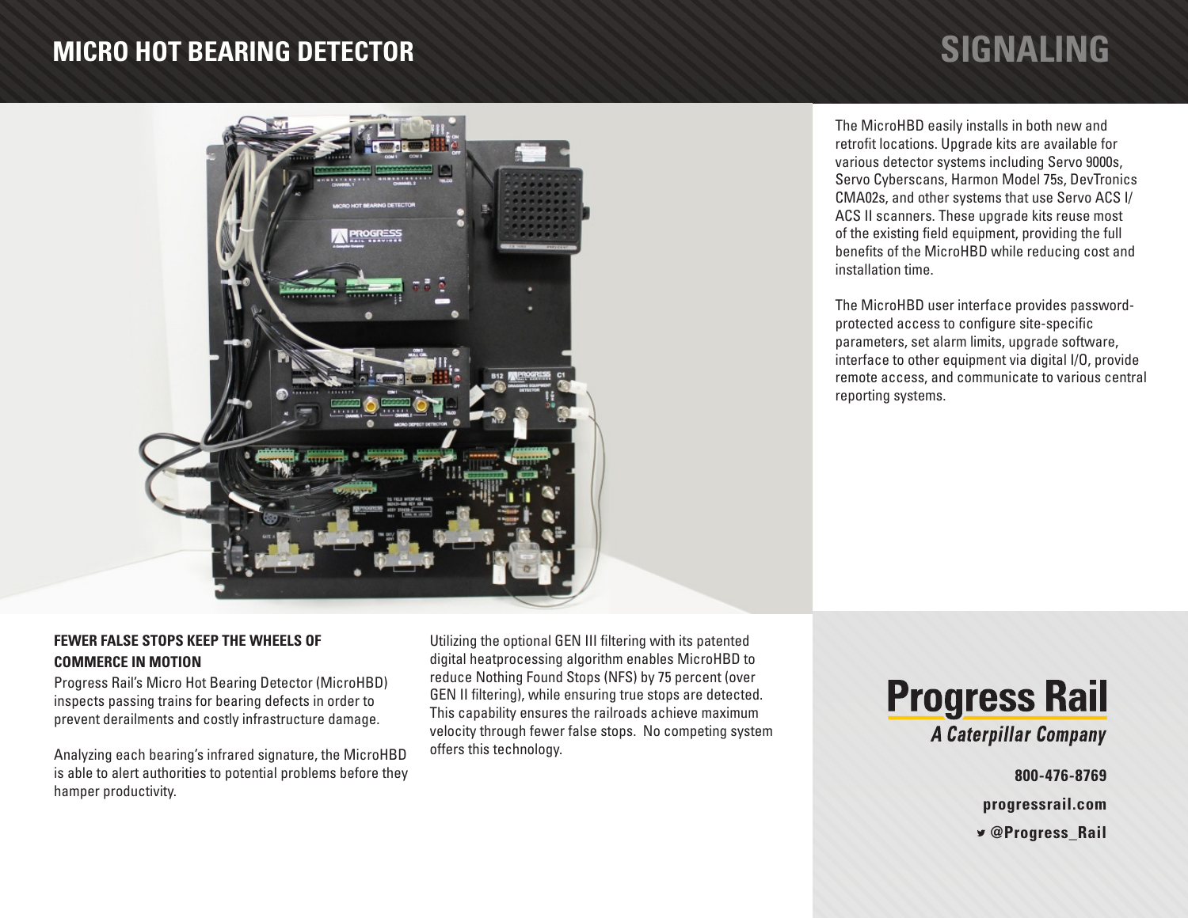# MICRO HOT BEARING DETECTOR

## SIGNALING

The MicroHBD easily installs in both new and retrofit locations. Upgrade kits are available for various detector systems including Servo 9000s, Servo Cyberscans, Harmon Model 75s, DevTronics CMA02s, and other systems that use Servo ACS I/ ACS II scanners. These upgrade kits reuse most of the existing field equipment, providing the full benefits of the MicroHBD while reducing cost and installation time.

The MicroHBD user interface provides password-protected access to configure site-specific parameters, set alarm limits, upgrade software, interface to other equipment via digital I/O, provide remote access, and communicate to various central reporting systems.

### FEWER FALSE STOPS KEEP THE WHEELS OF COMMERCE IN MOTION

Progress Rail's Micro Hot Bearing Detector (MicroHBD) inspects passing trains for bearing defects in order to prevent derailments and costly infrastructure damage.

Analyzing each bearing's infrared signature, the MicroHBD is able to alert authorities to potential problems before they hamper productivity.

Utilizing the optional GEN III filtering with its patented digital heatprocessing algorithm enables MicroHBD to reduce Nothing Found Stops (NFS) by 75 percent (over GEN II filtering), while ensuring true stops are detected. This capability ensures the railroads achieve maximum velocity through fewer false stops. No competing system offers this technology.

**Progress Rail**
*A Caterpillar Company*

**800-476-8769**

**progressrail.com**

**@Progress_Rail**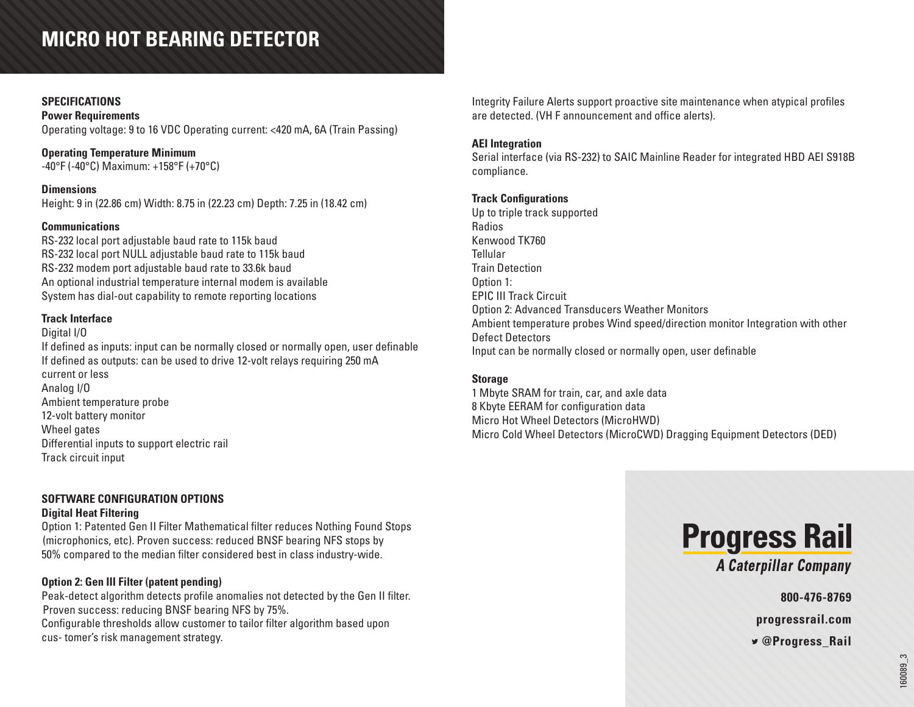# MICRO HOT BEARING DETECTOR

## SPECIFICATIONS

**Power Requirements**

Operating voltage: 9 to 16 VDC Operating current: <420 mA, 6A (Train Passing)

**Operating Temperature Minimum**

-40°F (-40°C) Maximum: +158°F (+70°C)

**Dimensions**

Height: 9 in (22.86 cm) Width: 8.75 in (22.23 cm) Depth: 7.25 in (18.42 cm)

**Communications**

RS-232 local port adjustable baud rate to 115k baud
RS-232 local port NULL adjustable baud rate to 115k baud
RS-232 modem port adjustable baud rate to 33.6k baud
An optional industrial temperature internal modem is available
System has dial-out capability to remote reporting locations

**Track Interface**

Digital I/O
If defined as inputs: input can be normally closed or normally open, user definable
If defined as outputs: can be used to drive 12-volt relays requiring 250 mA current or less
Analog I/O
Ambient temperature probe
12-volt battery monitor
Wheel gates
Differential inputs to support electric rail
Track circuit input

## SOFTWARE CONFIGURATION OPTIONS

**Digital Heat Filtering**

Option 1: Patented Gen II Filter Mathematical filter reduces Nothing Found Stops (microphonics, etc). Proven success: reduced BNSF bearing NFS stops by 50% compared to the median filter considered best in class industry-wide.

**Option 2: Gen III Filter (patent pending)**

Peak-detect algorithm detects profile anomalies not detected by the Gen II filter. Proven success: reducing BNSF bearing NFS by 75%.
Configurable thresholds allow customer to tailor filter algorithm based upon cus- tomer's risk management strategy.

Integrity Failure Alerts support proactive site maintenance when atypical profiles are detected. (VH F announcement and office alerts).

**AEI Integration**

Serial interface (via RS-232) to SAIC Mainline Reader for integrated HBD AEI S918B compliance.

**Track Configurations**

Up to triple track supported
Radios
Kenwood TK760
Tellular
Train Detection
Option 1:
EPIC III Track Circuit
Option 2: Advanced Transducers Weather Monitors
Ambient temperature probes Wind speed/direction monitor Integration with other Defect Detectors
Input can be normally closed or normally open, user definable

**Storage**

1 Mbyte SRAM for train, car, and axle data
8 Kbyte EERAM for configuration data
Micro Hot Wheel Detectors (MicroHWD)
Micro Cold Wheel Detectors (MicroCWD) Dragging Equipment Detectors (DED)

**Progress Rail**
*A Caterpillar Company*

**800-476-8769**
**progressrail.com**
**@Progress_Rail**

160089_3